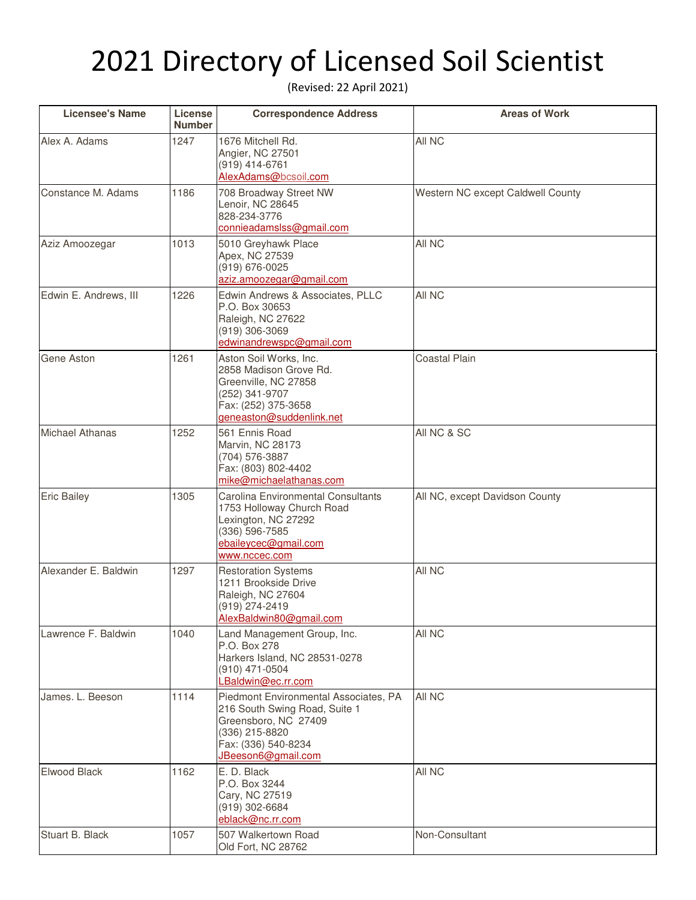# 2021 Directory of Licensed Soil Scientist

(Revised: 22 April 2021)

| Licensee's Name | License Number | Correspondence Address | Areas of Work |
|---|---|---|---|
| Alex A. Adams | 1247 | 1676 Mitchell Rd.<br>Angier, NC 27501<br>(919) 414-6761<br>AlexAdams@bcsoil.com | All NC |
| Constance M. Adams | 1186 | 708 Broadway Street NW<br>Lenoir, NC 28645<br>828-234-3776<br>connieadamslss@gmail.com | Western NC except Caldwell County |
| Aziz Amoozegar | 1013 | 5010 Greyhawk Place<br>Apex, NC 27539<br>(919) 676-0025<br>aziz.amoozegar@gmail.com | All NC |
| Edwin E. Andrews, III | 1226 | Edwin Andrews & Associates, PLLC<br>P.O. Box 30653<br>Raleigh, NC 27622<br>(919) 306-3069<br>edwinandrewspc@gmail.com | All NC |
| Gene Aston | 1261 | Aston Soil Works, Inc.<br>2858 Madison Grove Rd.<br>Greenville, NC 27858<br>(252) 341-9707<br>Fax: (252) 375-3658<br>geneaston@suddenlink.net | Coastal Plain |
| Michael Athanas | 1252 | 561 Ennis Road<br>Marvin, NC 28173<br>(704) 576-3887<br>Fax: (803) 802-4402<br>mike@michaelathanas.com | All NC & SC |
| Eric Bailey | 1305 | Carolina Environmental Consultants<br>1753 Holloway Church Road<br>Lexington, NC 27292<br>(336) 596-7585<br>ebaileycec@gmail.com<br>www.nccec.com | All NC, except Davidson County |
| Alexander E. Baldwin | 1297 | Restoration Systems<br>1211 Brookside Drive<br>Raleigh, NC 27604<br>(919) 274-2419<br>AlexBaldwin80@gmail.com | All NC |
| Lawrence F. Baldwin | 1040 | Land Management Group, Inc.<br>P.O. Box 278<br>Harkers Island, NC 28531-0278<br>(910) 471-0504<br>LBaldwin@ec.rr.com | All NC |
| James. L. Beeson | 1114 | Piedmont Environmental Associates, PA<br>216 South Swing Road, Suite 1<br>Greensboro, NC 27409<br>(336) 215-8820<br>Fax: (336) 540-8234<br>JBeeson6@gmail.com | All NC |
| Elwood Black | 1162 | E. D. Black<br>P.O. Box 3244<br>Cary, NC 27519<br>(919) 302-6684<br>eblack@nc.rr.com | All NC |
| Stuart B. Black | 1057 | 507 Walkertown Road<br>Old Fort, NC 28762 | Non-Consultant |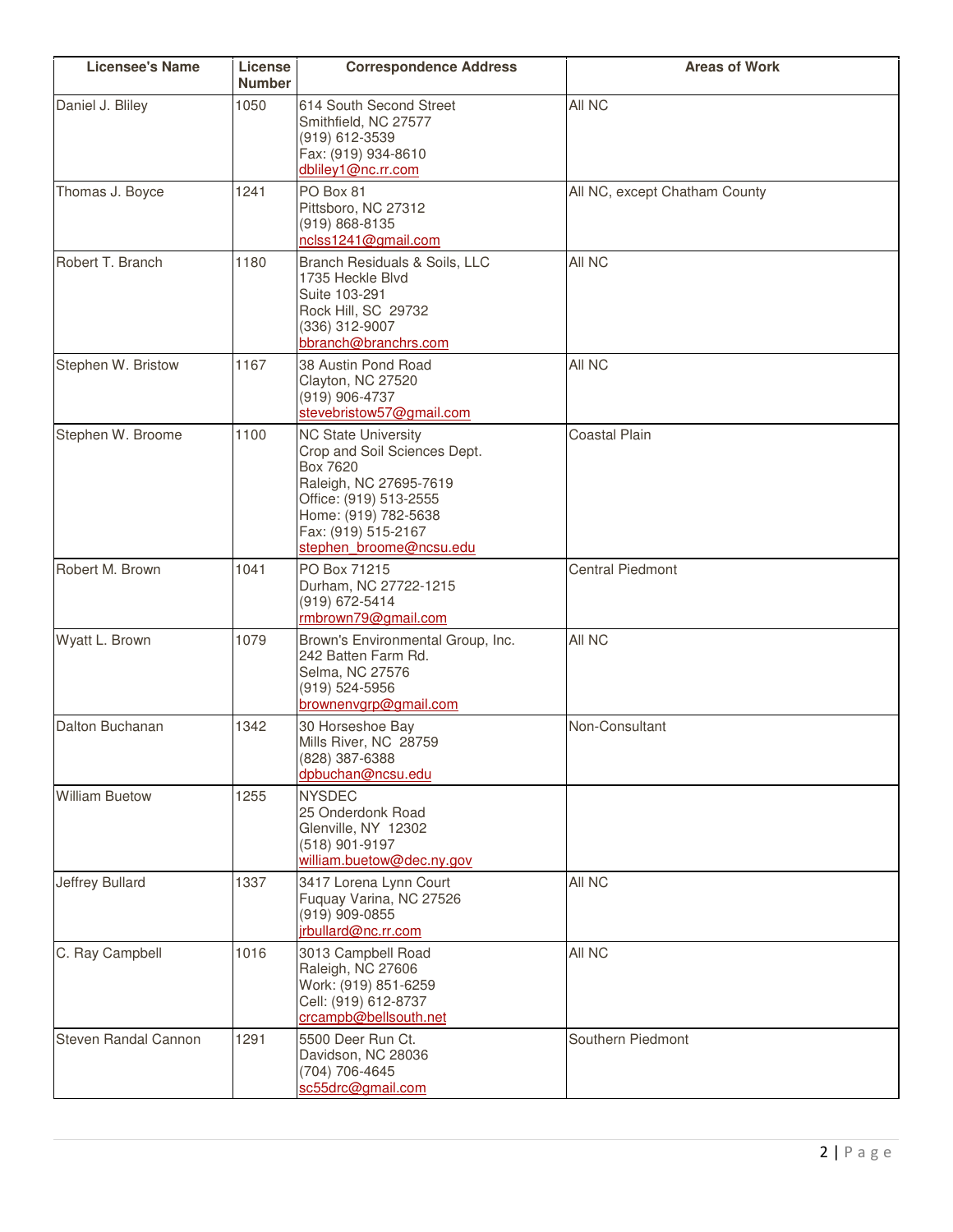| Licensee's Name | License Number | Correspondence Address | Areas of Work |
|---|---|---|---|
| Daniel J. Bliley | 1050 | 614 South Second Street<br>Smithfield, NC 27577<br>(919) 612-3539<br>Fax: (919) 934-8610<br>dbliley1@nc.rr.com | All NC |
| Thomas J. Boyce | 1241 | PO Box 81<br>Pittsboro, NC 27312<br>(919) 868-8135<br>nclss1241@gmail.com | All NC, except Chatham County |
| Robert T. Branch | 1180 | Branch Residuals & Soils, LLC<br>1735 Heckle Blvd<br>Suite 103-291<br>Rock Hill, SC 29732<br>(336) 312-9007<br>bbranch@branchrs.com | All NC |
| Stephen W. Bristow | 1167 | 38 Austin Pond Road<br>Clayton, NC 27520<br>(919) 906-4737<br>stevebristow57@gmail.com | All NC |
| Stephen W. Broome | 1100 | NC State University<br>Crop and Soil Sciences Dept.<br>Box 7620<br>Raleigh, NC 27695-7619<br>Office: (919) 513-2555<br>Home: (919) 782-5638<br>Fax: (919) 515-2167<br>stephen_broome@ncsu.edu | Coastal Plain |
| Robert M. Brown | 1041 | PO Box 71215<br>Durham, NC 27722-1215<br>(919) 672-5414<br>rmbrown79@gmail.com | Central Piedmont |
| Wyatt L. Brown | 1079 | Brown's Environmental Group, Inc.<br>242 Batten Farm Rd.<br>Selma, NC 27576<br>(919) 524-5956<br>brownenvgrp@gmail.com | All NC |
| Dalton Buchanan | 1342 | 30 Horseshoe Bay<br>Mills River, NC 28759<br>(828) 387-6388<br>dpbuchan@ncsu.edu | Non-Consultant |
| William Buetow | 1255 | NYSDEC<br>25 Onderdonk Road<br>Glenville, NY 12302<br>(518) 901-9197<br>william.buetow@dec.ny.gov | |
| Jeffrey Bullard | 1337 | 3417 Lorena Lynn Court<br>Fuquay Varina, NC 27526<br>(919) 909-0855<br>jrbullard@nc.rr.com | All NC |
| C. Ray Campbell | 1016 | 3013 Campbell Road<br>Raleigh, NC 27606<br>Work: (919) 851-6259<br>Cell: (919) 612-8737<br>crcampb@bellsouth.net | All NC |
| Steven Randal Cannon | 1291 | 5500 Deer Run Ct.<br>Davidson, NC 28036<br>(704) 706-4645<br>sc55drc@gmail.com | Southern Piedmont |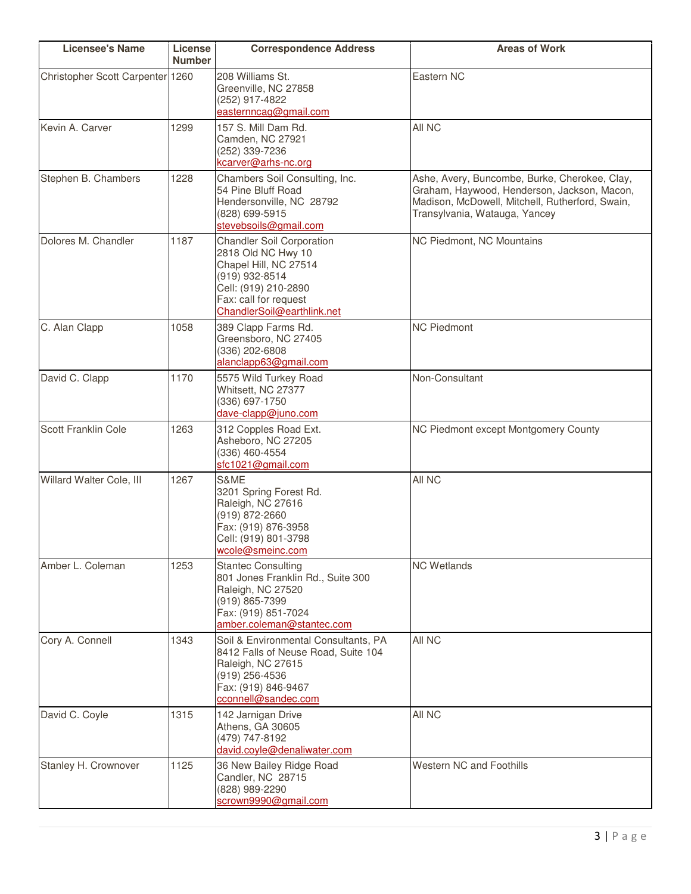| Licensee's Name | License Number | Correspondence Address | Areas of Work |
|---|---|---|---|
| Christopher Scott Carpenter | 1260 | 208 Williams St.<br>Greenville, NC 27858<br>(252) 917-4822<br>easternncag@gmail.com | Eastern NC |
| Kevin A. Carver | 1299 | 157 S. Mill Dam Rd.<br>Camden, NC 27921<br>(252) 339-7236<br>kcarver@arhs-nc.org | All NC |
| Stephen B. Chambers | 1228 | Chambers Soil Consulting, Inc.<br>54 Pine Bluff Road<br>Hendersonville, NC 28792<br>(828) 699-5915<br>stevebsoils@gmail.com | Ashe, Avery, Buncombe, Burke, Cherokee, Clay, Graham, Haywood, Henderson, Jackson, Macon, Madison, McDowell, Mitchell, Rutherford, Swain, Transylvania, Watauga, Yancey |
| Dolores M. Chandler | 1187 | Chandler Soil Corporation<br>2818 Old NC Hwy 10<br>Chapel Hill, NC 27514<br>(919) 932-8514<br>Cell: (919) 210-2890<br>Fax: call for request<br>ChandlerSoil@earthlink.net | NC Piedmont, NC Mountains |
| C. Alan Clapp | 1058 | 389 Clapp Farms Rd.<br>Greensboro, NC 27405<br>(336) 202-6808<br>alanclapp63@gmail.com | NC Piedmont |
| David C. Clapp | 1170 | 5575 Wild Turkey Road<br>Whitsett, NC 27377<br>(336) 697-1750<br>dave-clapp@juno.com | Non-Consultant |
| Scott Franklin Cole | 1263 | 312 Copples Road Ext.<br>Asheboro, NC 27205<br>(336) 460-4554<br>sfc1021@gmail.com | NC Piedmont except Montgomery County |
| Willard Walter Cole, III | 1267 | S&ME<br>3201 Spring Forest Rd.<br>Raleigh, NC 27616<br>(919) 872-2660<br>Fax: (919) 876-3958<br>Cell: (919) 801-3798<br>wcole@smeinc.com | All NC |
| Amber L. Coleman | 1253 | Stantec Consulting<br>801 Jones Franklin Rd., Suite 300<br>Raleigh, NC 27520<br>(919) 865-7399<br>Fax: (919) 851-7024<br>amber.coleman@stantec.com | NC Wetlands |
| Cory A. Connell | 1343 | Soil & Environmental Consultants, PA<br>8412 Falls of Neuse Road, Suite 104<br>Raleigh, NC 27615<br>(919) 256-4536<br>Fax: (919) 846-9467<br>cconnell@sandec.com | All NC |
| David C. Coyle | 1315 | 142 Jarnigan Drive<br>Athens, GA 30605<br>(479) 747-8192<br>david.coyle@denaliwater.com | All NC |
| Stanley H. Crownover | 1125 | 36 New Bailey Ridge Road<br>Candler, NC 28715<br>(828) 989-2290<br>scrown9990@gmail.com | Western NC and Foothills |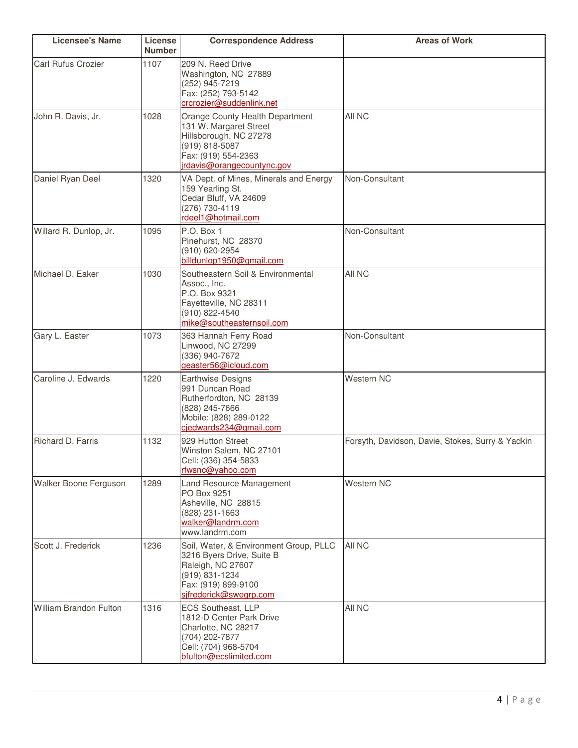| Licensee's Name | License Number | Correspondence Address | Areas of Work |
|---|---|---|---|
| Carl Rufus Crozier | 1107 | 209 N. Reed Drive<br>Washington, NC 27889<br>(252) 945-7219<br>Fax: (252) 793-5142<br>crcrozier@suddenlink.net | |
| John R. Davis, Jr. | 1028 | Orange County Health Department<br>131 W. Margaret Street<br>Hillsborough, NC 27278<br>(919) 818-5087<br>Fax: (919) 554-2363<br>jrdavis@orangecountync.gov | All NC |
| Daniel Ryan Deel | 1320 | VA Dept. of Mines, Minerals and Energy<br>159 Yearling St.<br>Cedar Bluff, VA 24609<br>(276) 730-4119<br>rdeel1@hotmail.com | Non-Consultant |
| Willard R. Dunlop, Jr. | 1095 | P.O. Box 1<br>Pinehurst, NC 28370<br>(910) 620-2954<br>billdunlop1950@gmail.com | Non-Consultant |
| Michael D. Eaker | 1030 | Southeastern Soil & Environmental Assoc., Inc.<br>P.O. Box 9321<br>Fayetteville, NC 28311<br>(910) 822-4540<br>mike@southeasternsoil.com | All NC |
| Gary L. Easter | 1073 | 363 Hannah Ferry Road<br>Linwood, NC 27299<br>(336) 940-7672<br>geaster56@icloud.com | Non-Consultant |
| Caroline J. Edwards | 1220 | Earthwise Designs<br>991 Duncan Road<br>Rutherfordton, NC 28139<br>(828) 245-7666<br>Mobile: (828) 289-0122<br>cjedwards234@gmail.com | Western NC |
| Richard D. Farris | 1132 | 929 Hutton Street<br>Winston Salem, NC 27101<br>Cell: (336) 354-5833<br>rfwsnc@yahoo.com | Forsyth, Davidson, Davie, Stokes, Surry & Yadkin |
| Walker Boone Ferguson | 1289 | Land Resource Management<br>PO Box 9251<br>Asheville, NC 28815<br>(828) 231-1663<br>walker@landrm.com<br>www.landrm.com | Western NC |
| Scott J. Frederick | 1236 | Soil, Water, & Environment Group, PLLC<br>3216 Byers Drive, Suite B<br>Raleigh, NC 27607<br>(919) 831-1234<br>Fax: (919) 899-9100<br>sjfrederick@swegrp.com | All NC |
| William Brandon Fulton | 1316 | ECS Southeast, LLP<br>1812-D Center Park Drive<br>Charlotte, NC 28217<br>(704) 202-7877<br>Cell: (704) 968-5704<br>bfulton@ecslimited.com | All NC |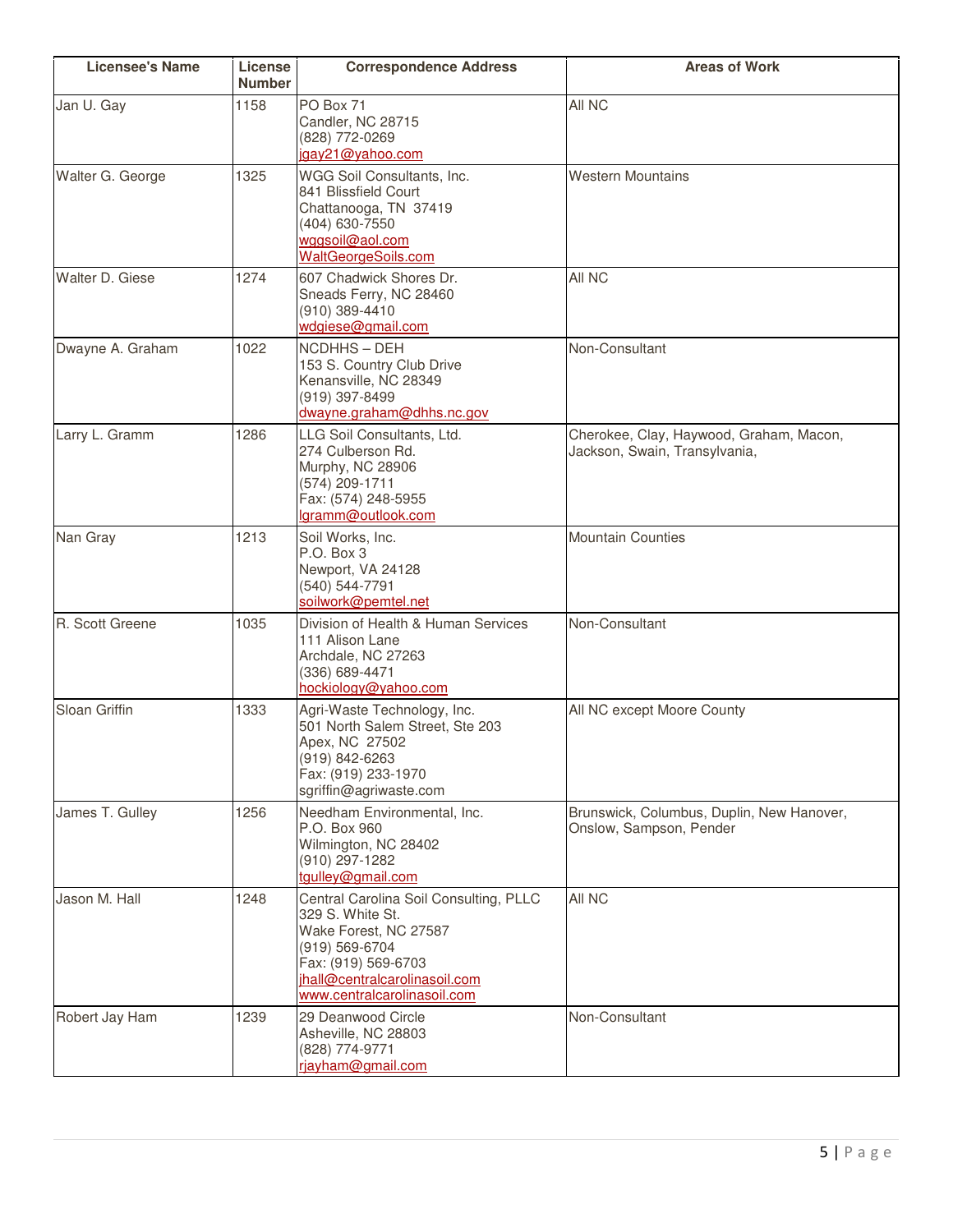| Licensee's Name | License Number | Correspondence Address | Areas of Work |
|---|---|---|---|
| Jan U. Gay | 1158 | PO Box 71<br>Candler, NC 28715<br>(828) 772-0269<br>jgay21@yahoo.com | All NC |
| Walter G. George | 1325 | WGG Soil Consultants, Inc.<br>841 Blissfield Court<br>Chattanooga, TN 37419<br>(404) 630-7550<br>wggsoil@aol.com<br>WaltGeorgeSoils.com | Western Mountains |
| Walter D. Giese | 1274 | 607 Chadwick Shores Dr.<br>Sneads Ferry, NC 28460<br>(910) 389-4410<br>wdgiese@gmail.com | All NC |
| Dwayne A. Graham | 1022 | NCDHHS – DEH<br>153 S. Country Club Drive<br>Kenansville, NC 28349<br>(919) 397-8499<br>dwayne.graham@dhhs.nc.gov | Non-Consultant |
| Larry L. Gramm | 1286 | LLG Soil Consultants, Ltd.<br>274 Culberson Rd.<br>Murphy, NC 28906<br>(574) 209-1711<br>Fax: (574) 248-5955<br>lgramm@outlook.com | Cherokee, Clay, Haywood, Graham, Macon, Jackson, Swain, Transylvania, |
| Nan Gray | 1213 | Soil Works, Inc.<br>P.O. Box 3<br>Newport, VA 24128<br>(540) 544-7791<br>soilwork@pemtel.net | Mountain Counties |
| R. Scott Greene | 1035 | Division of Health & Human Services<br>111 Alison Lane<br>Archdale, NC 27263<br>(336) 689-4471<br>hockiology@yahoo.com | Non-Consultant |
| Sloan Griffin | 1333 | Agri-Waste Technology, Inc.<br>501 North Salem Street, Ste 203<br>Apex, NC 27502<br>(919) 842-6263<br>Fax: (919) 233-1970<br>sgriffin@agriwaste.com | All NC except Moore County |
| James T. Gulley | 1256 | Needham Environmental, Inc.<br>P.O. Box 960<br>Wilmington, NC 28402<br>(910) 297-1282<br>tgulley@gmail.com | Brunswick, Columbus, Duplin, New Hanover, Onslow, Sampson, Pender |
| Jason M. Hall | 1248 | Central Carolina Soil Consulting, PLLC<br>329 S. White St.<br>Wake Forest, NC 27587<br>(919) 569-6704<br>Fax: (919) 569-6703<br>jhall@centralcarolinasoil.com<br>www.centralcarolinasoil.com | All NC |
| Robert Jay Ham | 1239 | 29 Deanwood Circle<br>Asheville, NC 28803<br>(828) 774-9771<br>rjayham@gmail.com | Non-Consultant |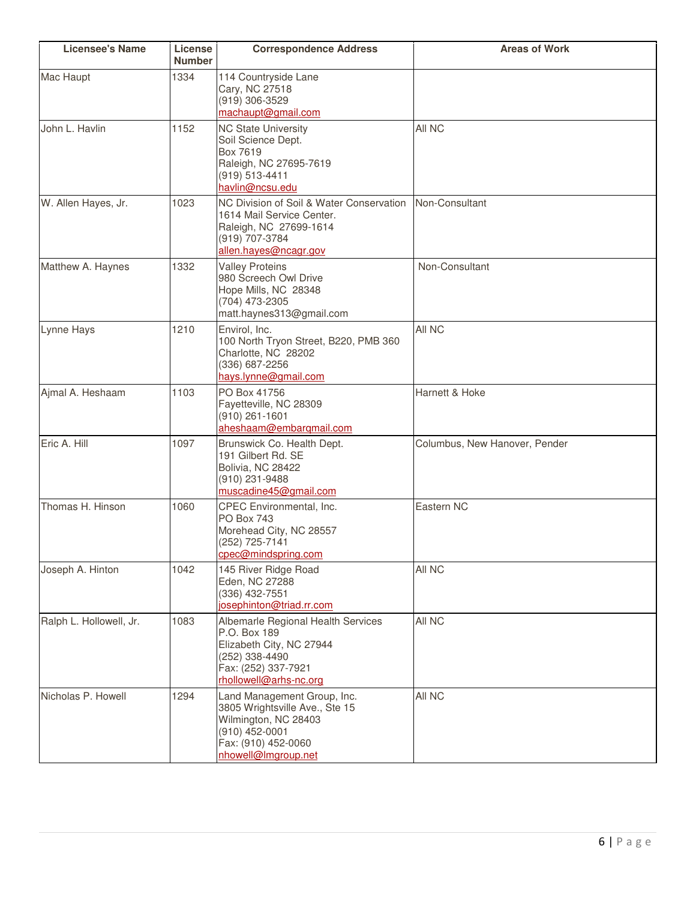| Licensee's Name | License Number | Correspondence Address | Areas of Work |
|---|---|---|---|
| Mac Haupt | 1334 | 114 Countryside Lane<br>Cary, NC 27518<br>(919) 306-3529<br>machaupt@gmail.com | |
| John L. Havlin | 1152 | NC State University<br>Soil Science Dept.<br>Box 7619<br>Raleigh, NC 27695-7619<br>(919) 513-4411<br>havlin@ncsu.edu | All NC |
| W. Allen Hayes, Jr. | 1023 | NC Division of Soil & Water Conservation<br>1614 Mail Service Center.<br>Raleigh, NC 27699-1614<br>(919) 707-3784<br>allen.hayes@ncagr.gov | Non-Consultant |
| Matthew A. Haynes | 1332 | Valley Proteins<br>980 Screech Owl Drive<br>Hope Mills, NC 28348<br>(704) 473-2305<br>matt.haynes313@gmail.com | Non-Consultant |
| Lynne Hays | 1210 | Envirol, Inc.<br>100 North Tryon Street, B220, PMB 360<br>Charlotte, NC 28202<br>(336) 687-2256<br>hays.lynne@gmail.com | All NC |
| Ajmal A. Heshaam | 1103 | PO Box 41756<br>Fayetteville, NC 28309<br>(910) 261-1601<br>aheshaam@embarqmail.com | Harnett & Hoke |
| Eric A. Hill | 1097 | Brunswick Co. Health Dept.<br>191 Gilbert Rd. SE<br>Bolivia, NC 28422<br>(910) 231-9488<br>muscadine45@gmail.com | Columbus, New Hanover, Pender |
| Thomas H. Hinson | 1060 | CPEC Environmental, Inc.<br>PO Box 743<br>Morehead City, NC 28557<br>(252) 725-7141<br>cpec@mindspring.com | Eastern NC |
| Joseph A. Hinton | 1042 | 145 River Ridge Road<br>Eden, NC 27288<br>(336) 432-7551<br>josephinton@triad.rr.com | All NC |
| Ralph L. Hollowell, Jr. | 1083 | Albemarle Regional Health Services<br>P.O. Box 189<br>Elizabeth City, NC 27944<br>(252) 338-4490<br>Fax: (252) 337-7921<br>rhollowell@arhs-nc.org | All NC |
| Nicholas P. Howell | 1294 | Land Management Group, Inc.<br>3805 Wrightsville Ave., Ste 15<br>Wilmington, NC 28403<br>(910) 452-0001<br>Fax: (910) 452-0060<br>nhowell@lmgroup.net | All NC |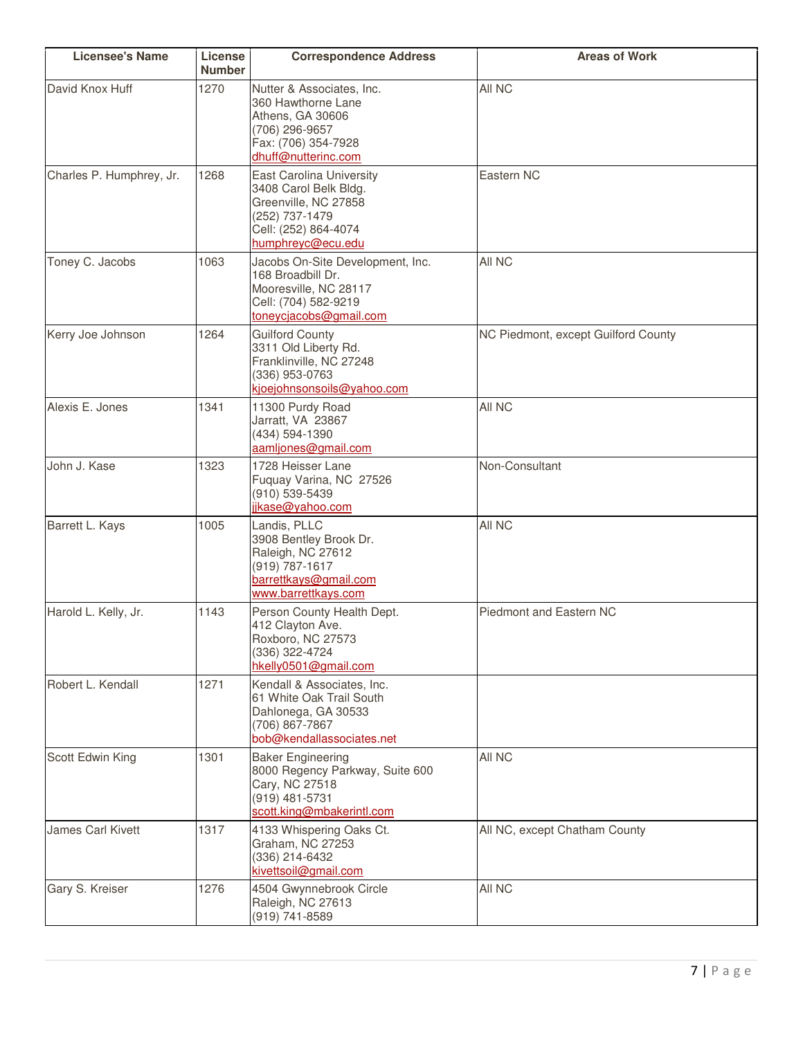| Licensee's Name | License Number | Correspondence Address | Areas of Work |
|---|---|---|---|
| David Knox Huff | 1270 | Nutter & Associates, Inc.<br>360 Hawthorne Lane<br>Athens, GA 30606<br>(706) 296-9657<br>Fax: (706) 354-7928<br>dhuff@nutterinc.com | All NC |
| Charles P. Humphrey, Jr. | 1268 | East Carolina University<br>3408 Carol Belk Bldg.<br>Greenville, NC 27858<br>(252) 737-1479<br>Cell: (252) 864-4074<br>humphreyc@ecu.edu | Eastern NC |
| Toney C. Jacobs | 1063 | Jacobs On-Site Development, Inc.<br>168 Broadbill Dr.<br>Mooresville, NC 28117<br>Cell: (704) 582-9219<br>toneycjacobs@gmail.com | All NC |
| Kerry Joe Johnson | 1264 | Guilford County<br>3311 Old Liberty Rd.<br>Franklinville, NC 27248<br>(336) 953-0763<br>kjoejohnsonsoils@yahoo.com | NC Piedmont, except Guilford County |
| Alexis E. Jones | 1341 | 11300 Purdy Road<br>Jarratt, VA 23867<br>(434) 594-1390<br>aamljones@gmail.com | All NC |
| John J. Kase | 1323 | 1728 Heisser Lane<br>Fuquay Varina, NC 27526<br>(910) 539-5439<br>jjkase@yahoo.com | Non-Consultant |
| Barrett L. Kays | 1005 | Landis, PLLC<br>3908 Bentley Brook Dr.<br>Raleigh, NC 27612<br>(919) 787-1617<br>barrettkays@gmail.com<br>www.barrettkays.com | All NC |
| Harold L. Kelly, Jr. | 1143 | Person County Health Dept.<br>412 Clayton Ave.<br>Roxboro, NC 27573<br>(336) 322-4724<br>hkelly0501@gmail.com | Piedmont and Eastern NC |
| Robert L. Kendall | 1271 | Kendall & Associates, Inc.<br>61 White Oak Trail South<br>Dahlonega, GA 30533<br>(706) 867-7867<br>bob@kendallassociates.net | |
| Scott Edwin King | 1301 | Baker Engineering<br>8000 Regency Parkway, Suite 600<br>Cary, NC 27518<br>(919) 481-5731<br>scott.king@mbakerintl.com | All NC |
| James Carl Kivett | 1317 | 4133 Whispering Oaks Ct.<br>Graham, NC 27253<br>(336) 214-6432<br>kivettsoil@gmail.com | All NC, except Chatham County |
| Gary S. Kreiser | 1276 | 4504 Gwynnebrook Circle<br>Raleigh, NC 27613<br>(919) 741-8589 | All NC |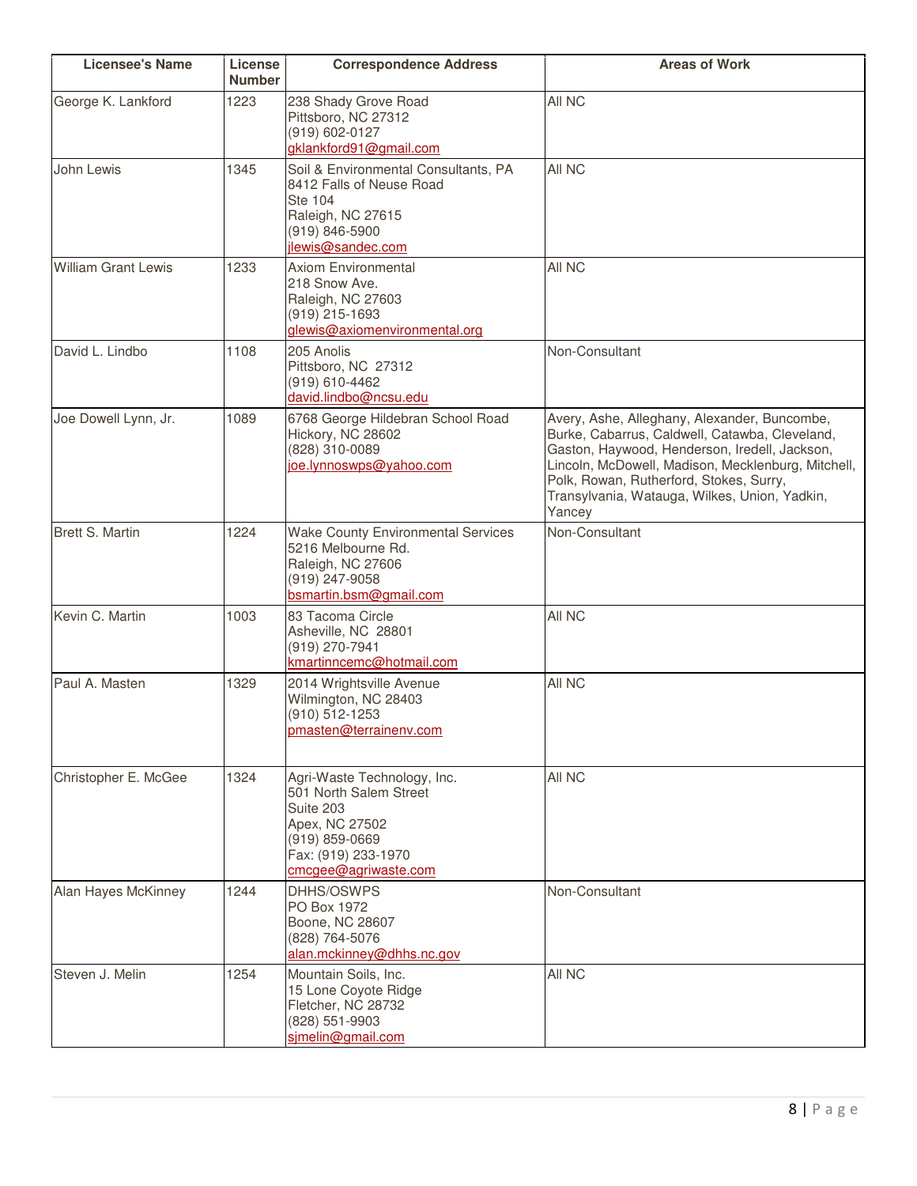| Licensee's Name | License Number | Correspondence Address | Areas of Work |
|---|---|---|---|
| George K. Lankford | 1223 | 238 Shady Grove Road<br>Pittsboro, NC 27312<br>(919) 602-0127<br>gklankford91@gmail.com | All NC |
| John Lewis | 1345 | Soil & Environmental Consultants, PA<br>8412 Falls of Neuse Road<br>Ste 104<br>Raleigh, NC 27615<br>(919) 846-5900<br>jlewis@sandec.com | All NC |
| William Grant Lewis | 1233 | Axiom Environmental<br>218 Snow Ave.<br>Raleigh, NC 27603<br>(919) 215-1693<br>glewis@axiomenvironmental.org | All NC |
| David L. Lindbo | 1108 | 205 Anolis<br>Pittsboro, NC 27312<br>(919) 610-4462<br>david.lindbo@ncsu.edu | Non-Consultant |
| Joe Dowell Lynn, Jr. | 1089 | 6768 George Hildebran School Road<br>Hickory, NC 28602<br>(828) 310-0089<br>joe.lynnoswps@yahoo.com | Avery, Ashe, Alleghany, Alexander, Buncombe, Burke, Cabarrus, Caldwell, Catawba, Cleveland, Gaston, Haywood, Henderson, Iredell, Jackson, Lincoln, McDowell, Madison, Mecklenburg, Mitchell, Polk, Rowan, Rutherford, Stokes, Surry, Transylvania, Watauga, Wilkes, Union, Yadkin, Yancey |
| Brett S. Martin | 1224 | Wake County Environmental Services<br>5216 Melbourne Rd.<br>Raleigh, NC 27606<br>(919) 247-9058<br>bsmartin.bsm@gmail.com | Non-Consultant |
| Kevin C. Martin | 1003 | 83 Tacoma Circle<br>Asheville, NC 28801<br>(919) 270-7941<br>kmartinncemc@hotmail.com | All NC |
| Paul A. Masten | 1329 | 2014 Wrightsville Avenue<br>Wilmington, NC 28403<br>(910) 512-1253<br>pmasten@terrainenv.com | All NC |
| Christopher E. McGee | 1324 | Agri-Waste Technology, Inc.<br>501 North Salem Street<br>Suite 203<br>Apex, NC 27502<br>(919) 859-0669<br>Fax: (919) 233-1970<br>cmcgee@agriwaste.com | All NC |
| Alan Hayes McKinney | 1244 | DHHS/OSWPS<br>PO Box 1972<br>Boone, NC 28607<br>(828) 764-5076<br>alan.mckinney@dhhs.nc.gov | Non-Consultant |
| Steven J. Melin | 1254 | Mountain Soils, Inc.<br>15 Lone Coyote Ridge<br>Fletcher, NC 28732<br>(828) 551-9903<br>sjmelin@gmail.com | All NC |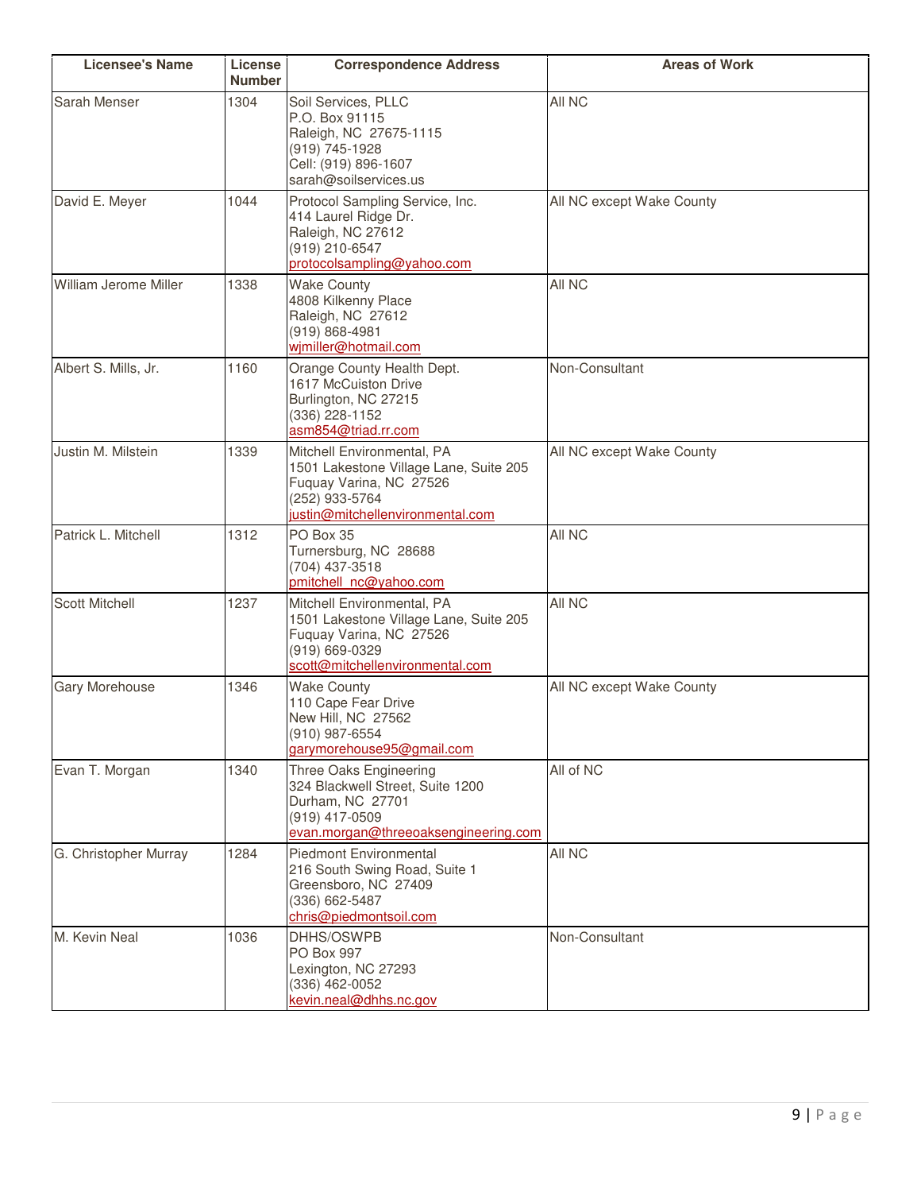| Licensee's Name | License Number | Correspondence Address | Areas of Work |
| --- | --- | --- | --- |
| Sarah Menser | 1304 | Soil Services, PLLC<br>P.O. Box 91115<br>Raleigh, NC 27675-1115<br>(919) 745-1928<br>Cell: (919) 896-1607<br>sarah@soilservices.us | All NC |
| David E. Meyer | 1044 | Protocol Sampling Service, Inc.<br>414 Laurel Ridge Dr.<br>Raleigh, NC 27612<br>(919) 210-6547<br>protocolsampling@yahoo.com | All NC except Wake County |
| William Jerome Miller | 1338 | Wake County<br>4808 Kilkenny Place<br>Raleigh, NC 27612<br>(919) 868-4981<br>wjmiller@hotmail.com | All NC |
| Albert S. Mills, Jr. | 1160 | Orange County Health Dept.<br>1617 McCuiston Drive<br>Burlington, NC 27215<br>(336) 228-1152<br>asm854@triad.rr.com | Non-Consultant |
| Justin M. Milstein | 1339 | Mitchell Environmental, PA<br>1501 Lakestone Village Lane, Suite 205<br>Fuquay Varina, NC 27526<br>(252) 933-5764<br>justin@mitchellenvironmental.com | All NC except Wake County |
| Patrick L. Mitchell | 1312 | PO Box 35<br>Turnersburg, NC 28688<br>(704) 437-3518<br>pmitchell_nc@yahoo.com | All NC |
| Scott Mitchell | 1237 | Mitchell Environmental, PA<br>1501 Lakestone Village Lane, Suite 205<br>Fuquay Varina, NC 27526<br>(919) 669-0329<br>scott@mitchellenvironmental.com | All NC |
| Gary Morehouse | 1346 | Wake County<br>110 Cape Fear Drive<br>New Hill, NC 27562<br>(910) 987-6554<br>garymorehouse95@gmail.com | All NC except Wake County |
| Evan T. Morgan | 1340 | Three Oaks Engineering<br>324 Blackwell Street, Suite 1200<br>Durham, NC 27701<br>(919) 417-0509<br>evan.morgan@threeoaksengineering.com | All of NC |
| G. Christopher Murray | 1284 | Piedmont Environmental<br>216 South Swing Road, Suite 1<br>Greensboro, NC 27409<br>(336) 662-5487<br>chris@piedmontsoil.com | All NC |
| M. Kevin Neal | 1036 | DHHS/OSWPB<br>PO Box 997<br>Lexington, NC 27293<br>(336) 462-0052<br>kevin.neal@dhhs.nc.gov | Non-Consultant |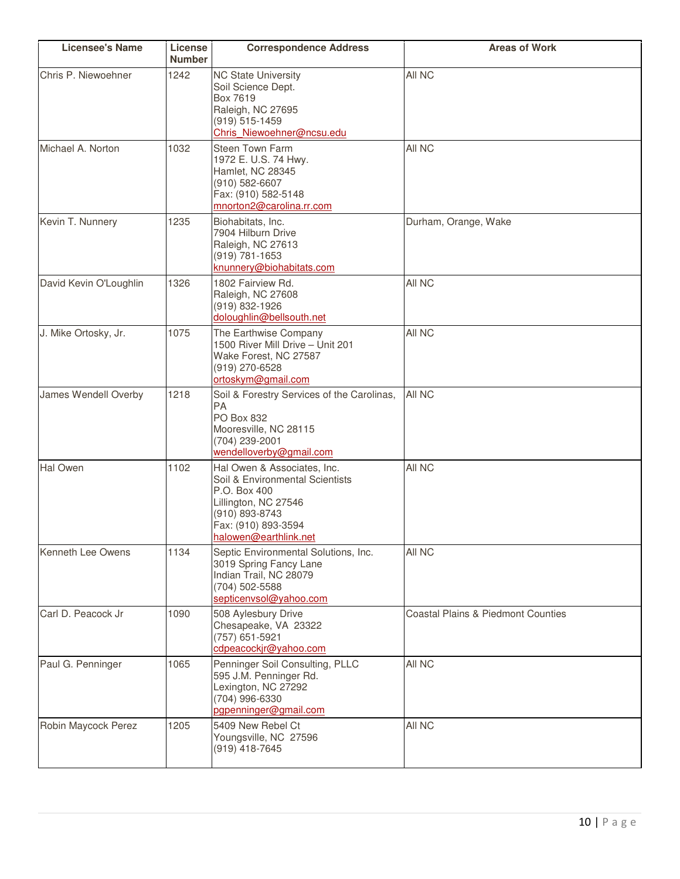| Licensee's Name | License Number | Correspondence Address | Areas of Work |
|---|---|---|---|
| Chris P. Niewoehner | 1242 | NC State University<br>Soil Science Dept.<br>Box 7619<br>Raleigh, NC 27695<br>(919) 515-1459<br>Chris_Niewoehner@ncsu.edu | All NC |
| Michael A. Norton | 1032 | Steen Town Farm<br>1972 E. U.S. 74 Hwy.<br>Hamlet, NC 28345<br>(910) 582-6607<br>Fax: (910) 582-5148<br>mnorton2@carolina.rr.com | All NC |
| Kevin T. Nunnery | 1235 | Biohabitats, Inc.<br>7904 Hilburn Drive<br>Raleigh, NC 27613<br>(919) 781-1653<br>knunnery@biohabitats.com | Durham, Orange, Wake |
| David Kevin O'Loughlin | 1326 | 1802 Fairview Rd.<br>Raleigh, NC 27608<br>(919) 832-1926<br>doloughlin@bellsouth.net | All NC |
| J. Mike Ortosky, Jr. | 1075 | The Earthwise Company<br>1500 River Mill Drive – Unit 201<br>Wake Forest, NC 27587<br>(919) 270-6528<br>ortoskym@gmail.com | All NC |
| James Wendell Overby | 1218 | Soil & Forestry Services of the Carolinas, PA<br>PO Box 832<br>Mooresville, NC 28115<br>(704) 239-2001<br>wendelloverby@gmail.com | All NC |
| Hal Owen | 1102 | Hal Owen & Associates, Inc.<br>Soil & Environmental Scientists<br>P.O. Box 400<br>Lillington, NC 27546<br>(910) 893-8743<br>Fax: (910) 893-3594<br>halowen@earthlink.net | All NC |
| Kenneth Lee Owens | 1134 | Septic Environmental Solutions, Inc.<br>3019 Spring Fancy Lane<br>Indian Trail, NC 28079<br>(704) 502-5588<br>septicenvsol@yahoo.com | All NC |
| Carl D. Peacock Jr | 1090 | 508 Aylesbury Drive<br>Chesapeake, VA 23322<br>(757) 651-5921<br>cdpeacockjr@yahoo.com | Coastal Plains & Piedmont Counties |
| Paul G. Penninger | 1065 | Penninger Soil Consulting, PLLC<br>595 J.M. Penninger Rd.<br>Lexington, NC 27292<br>(704) 996-6330<br>pgpenninger@gmail.com | All NC |
| Robin Maycock Perez | 1205 | 5409 New Rebel Ct<br>Youngsville, NC 27596<br>(919) 418-7645 | All NC |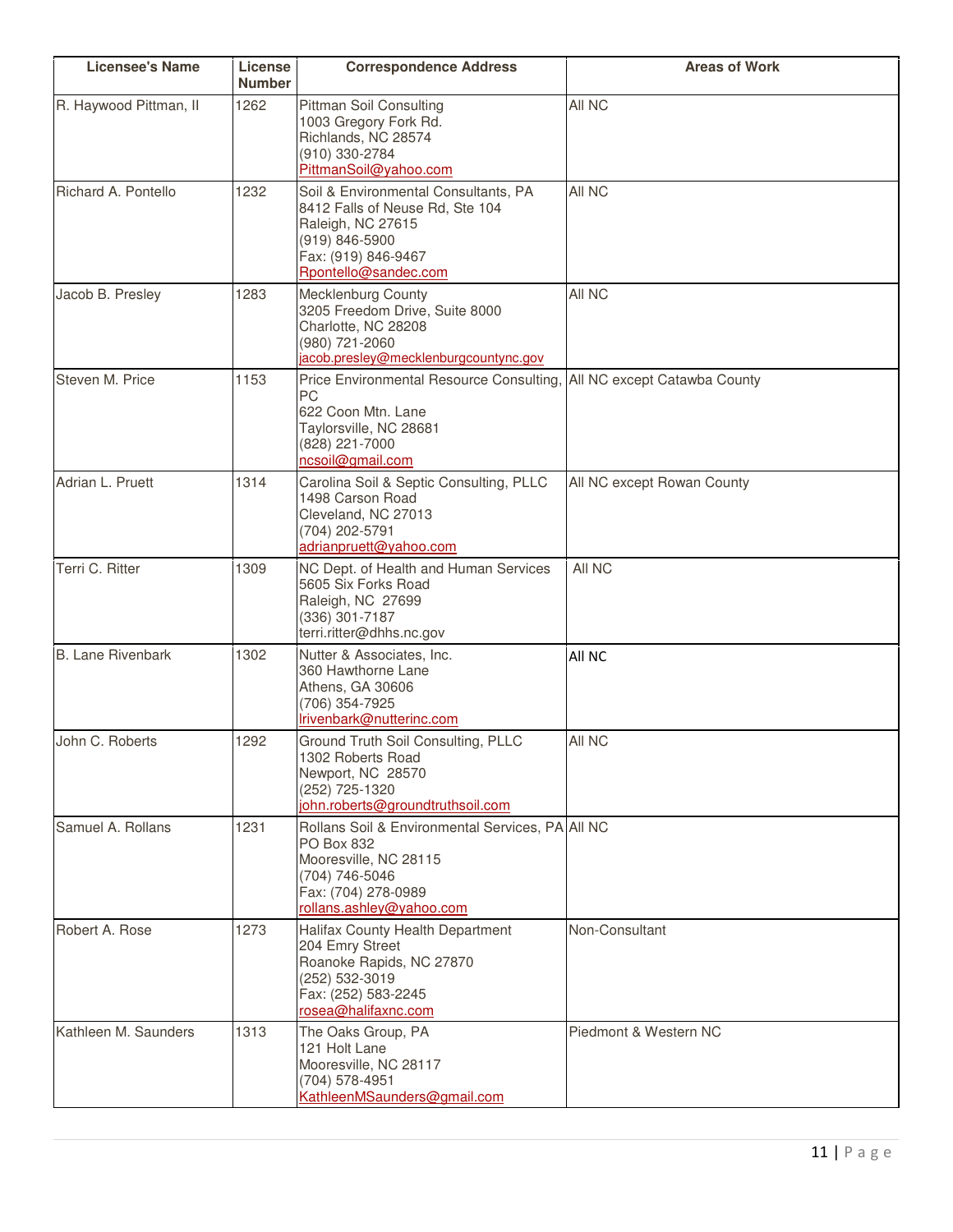| Licensee's Name | License Number | Correspondence Address | Areas of Work |
|---|---|---|---|
| R. Haywood Pittman, II | 1262 | Pittman Soil Consulting<br>1003 Gregory Fork Rd.<br>Richlands, NC 28574<br>(910) 330-2784<br>PittmanSoil@yahoo.com | All NC |
| Richard A. Pontello | 1232 | Soil & Environmental Consultants, PA<br>8412 Falls of Neuse Rd, Ste 104<br>Raleigh, NC 27615<br>(919) 846-5900<br>Fax: (919) 846-9467<br>Rpontello@sandec.com | All NC |
| Jacob B. Presley | 1283 | Mecklenburg County<br>3205 Freedom Drive, Suite 8000<br>Charlotte, NC 28208<br>(980) 721-2060<br>jacob.presley@mecklenburgcountync.gov | All NC |
| Steven M. Price | 1153 | Price Environmental Resource Consulting, PC<br>622 Coon Mtn. Lane<br>Taylorsville, NC 28681<br>(828) 221-7000<br>ncsoil@gmail.com | All NC except Catawba County |
| Adrian L. Pruett | 1314 | Carolina Soil & Septic Consulting, PLLC<br>1498 Carson Road<br>Cleveland, NC 27013<br>(704) 202-5791<br>adrianpruett@yahoo.com | All NC except Rowan County |
| Terri C. Ritter | 1309 | NC Dept. of Health and Human Services<br>5605 Six Forks Road<br>Raleigh, NC 27699<br>(336) 301-7187<br>terri.ritter@dhhs.nc.gov | All NC |
| B. Lane Rivenbark | 1302 | Nutter & Associates, Inc.<br>360 Hawthorne Lane<br>Athens, GA 30606<br>(706) 354-7925<br>lrivenbark@nutterinc.com | All NC |
| John C. Roberts | 1292 | Ground Truth Soil Consulting, PLLC<br>1302 Roberts Road<br>Newport, NC 28570<br>(252) 725-1320<br>john.roberts@groundtruthsoil.com | All NC |
| Samuel A. Rollans | 1231 | Rollans Soil & Environmental Services, PA<br>PO Box 832<br>Mooresville, NC 28115<br>(704) 746-5046<br>Fax: (704) 278-0989<br>rollans.ashley@yahoo.com | All NC |
| Robert A. Rose | 1273 | Halifax County Health Department<br>204 Emry Street<br>Roanoke Rapids, NC 27870<br>(252) 532-3019<br>Fax: (252) 583-2245<br>rosea@halifaxnc.com | Non-Consultant |
| Kathleen M. Saunders | 1313 | The Oaks Group, PA<br>121 Holt Lane<br>Mooresville, NC 28117<br>(704) 578-4951<br>KathleenMSaunders@gmail.com | Piedmont & Western NC |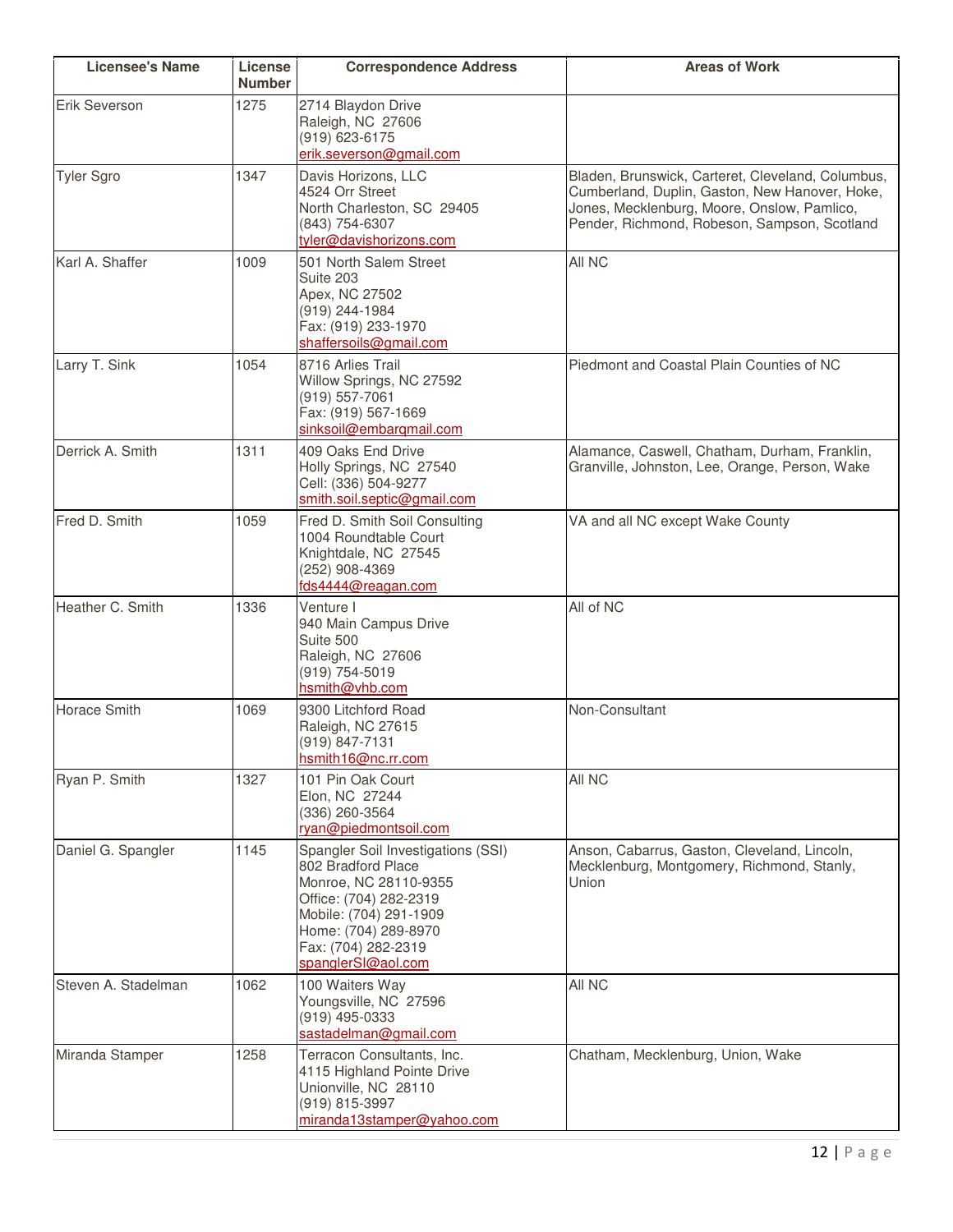| Licensee's Name | License Number | Correspondence Address | Areas of Work |
|---|---|---|---|
| Erik Severson | 1275 | 2714 Blaydon Drive<br>Raleigh, NC 27606<br>(919) 623-6175<br>erik.severson@gmail.com | |
| Tyler Sgro | 1347 | Davis Horizons, LLC<br>4524 Orr Street<br>North Charleston, SC 29405<br>(843) 754-6307<br>tyler@davishorizons.com | Bladen, Brunswick, Carteret, Cleveland, Columbus, Cumberland, Duplin, Gaston, New Hanover, Hoke, Jones, Mecklenburg, Moore, Onslow, Pamlico, Pender, Richmond, Robeson, Sampson, Scotland |
| Karl A. Shaffer | 1009 | 501 North Salem Street<br>Suite 203<br>Apex, NC 27502<br>(919) 244-1984<br>Fax: (919) 233-1970<br>shaffersoils@gmail.com | All NC |
| Larry T. Sink | 1054 | 8716 Arlies Trail<br>Willow Springs, NC 27592<br>(919) 557-7061<br>Fax: (919) 567-1669<br>sinksoil@embarqmail.com | Piedmont and Coastal Plain Counties of NC |
| Derrick A. Smith | 1311 | 409 Oaks End Drive<br>Holly Springs, NC 27540<br>Cell: (336) 504-9277<br>smith.soil.septic@gmail.com | Alamance, Caswell, Chatham, Durham, Franklin, Granville, Johnston, Lee, Orange, Person, Wake |
| Fred D. Smith | 1059 | Fred D. Smith Soil Consulting<br>1004 Roundtable Court<br>Knightdale, NC 27545<br>(252) 908-4369<br>fds4444@reagan.com | VA and all NC except Wake County |
| Heather C. Smith | 1336 | Venture I<br>940 Main Campus Drive<br>Suite 500<br>Raleigh, NC 27606<br>(919) 754-5019<br>hsmith@vhb.com | All of NC |
| Horace Smith | 1069 | 9300 Litchford Road<br>Raleigh, NC 27615<br>(919) 847-7131<br>hsmith16@nc.rr.com | Non-Consultant |
| Ryan P. Smith | 1327 | 101 Pin Oak Court<br>Elon, NC 27244<br>(336) 260-3564<br>ryan@piedmontsoil.com | All NC |
| Daniel G. Spangler | 1145 | Spangler Soil Investigations (SSI)<br>802 Bradford Place<br>Monroe, NC 28110-9355<br>Office: (704) 282-2319<br>Mobile: (704) 291-1909<br>Home: (704) 289-8970<br>Fax: (704) 282-2319<br>spanglerSI@aol.com | Anson, Cabarrus, Gaston, Cleveland, Lincoln, Mecklenburg, Montgomery, Richmond, Stanly, Union |
| Steven A. Stadelman | 1062 | 100 Waiters Way<br>Youngsville, NC 27596<br>(919) 495-0333<br>sastadelman@gmail.com | All NC |
| Miranda Stamper | 1258 | Terracon Consultants, Inc.<br>4115 Highland Pointe Drive<br>Unionville, NC 28110<br>(919) 815-3997<br>miranda13stamper@yahoo.com | Chatham, Mecklenburg, Union, Wake |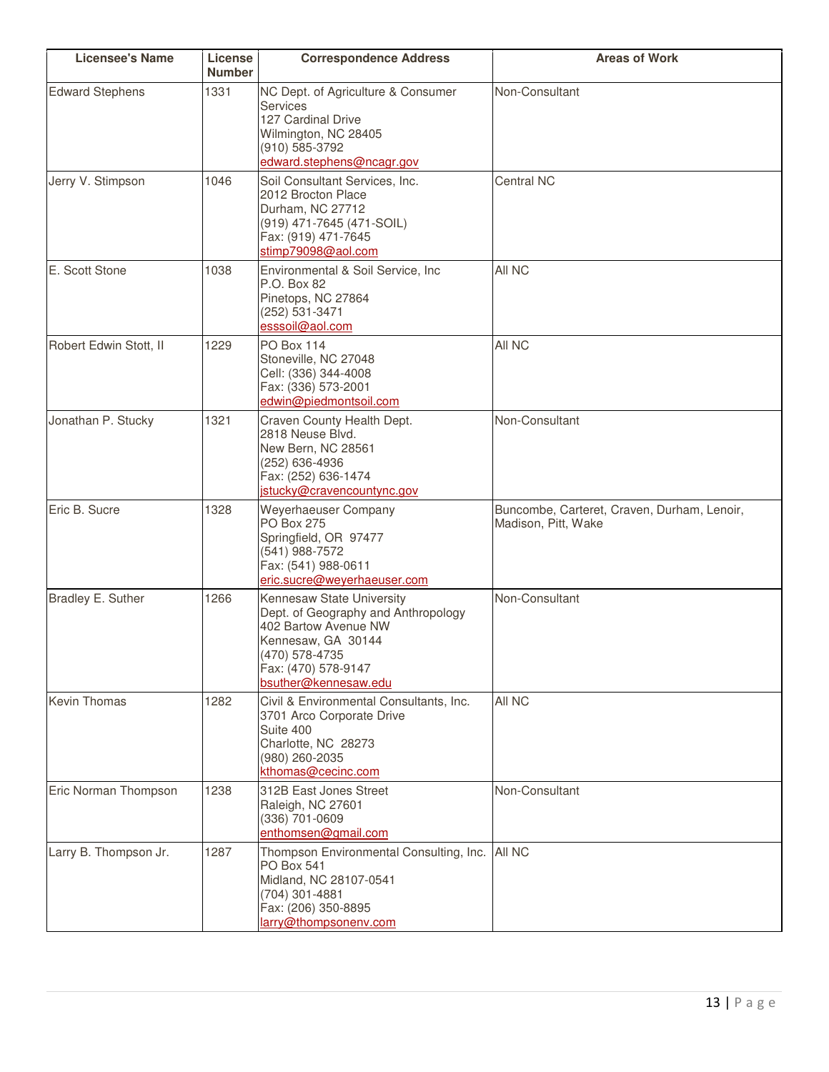| Licensee's Name | License Number | Correspondence Address | Areas of Work |
| --- | --- | --- | --- |
| Edward Stephens | 1331 | NC Dept. of Agriculture & Consumer Services<br>127 Cardinal Drive<br>Wilmington, NC 28405<br>(910) 585-3792<br>edward.stephens@ncagr.gov | Non-Consultant |
| Jerry V. Stimpson | 1046 | Soil Consultant Services, Inc.<br>2012 Brocton Place<br>Durham, NC 27712<br>(919) 471-7645 (471-SOIL)<br>Fax: (919) 471-7645<br>stimp79098@aol.com | Central NC |
| E. Scott Stone | 1038 | Environmental & Soil Service, Inc<br>P.O. Box 82<br>Pinetops, NC 27864<br>(252) 531-3471<br>esssoil@aol.com | All NC |
| Robert Edwin Stott, II | 1229 | PO Box 114<br>Stoneville, NC 27048<br>Cell: (336) 344-4008<br>Fax: (336) 573-2001<br>edwin@piedmontsoil.com | All NC |
| Jonathan P. Stucky | 1321 | Craven County Health Dept.<br>2818 Neuse Blvd.<br>New Bern, NC 28561<br>(252) 636-4936<br>Fax: (252) 636-1474<br>jstucky@cravencountync.gov | Non-Consultant |
| Eric B. Sucre | 1328 | Weyerhaeuser Company<br>PO Box 275<br>Springfield, OR 97477<br>(541) 988-7572<br>Fax: (541) 988-0611<br>eric.sucre@weyerhaeuser.com | Buncombe, Carteret, Craven, Durham, Lenoir, Madison, Pitt, Wake |
| Bradley E. Suther | 1266 | Kennesaw State University<br>Dept. of Geography and Anthropology<br>402 Bartow Avenue NW<br>Kennesaw, GA 30144<br>(470) 578-4735<br>Fax: (470) 578-9147<br>bsuther@kennesaw.edu | Non-Consultant |
| Kevin Thomas | 1282 | Civil & Environmental Consultants, Inc.<br>3701 Arco Corporate Drive<br>Suite 400<br>Charlotte, NC 28273<br>(980) 260-2035<br>kthomas@cecinc.com | All NC |
| Eric Norman Thompson | 1238 | 312B East Jones Street<br>Raleigh, NC 27601<br>(336) 701-0609<br>enthomsen@gmail.com | Non-Consultant |
| Larry B. Thompson Jr. | 1287 | Thompson Environmental Consulting, Inc.<br>PO Box 541<br>Midland, NC 28107-0541<br>(704) 301-4881<br>Fax: (206) 350-8895<br>larry@thompsonenv.com | All NC |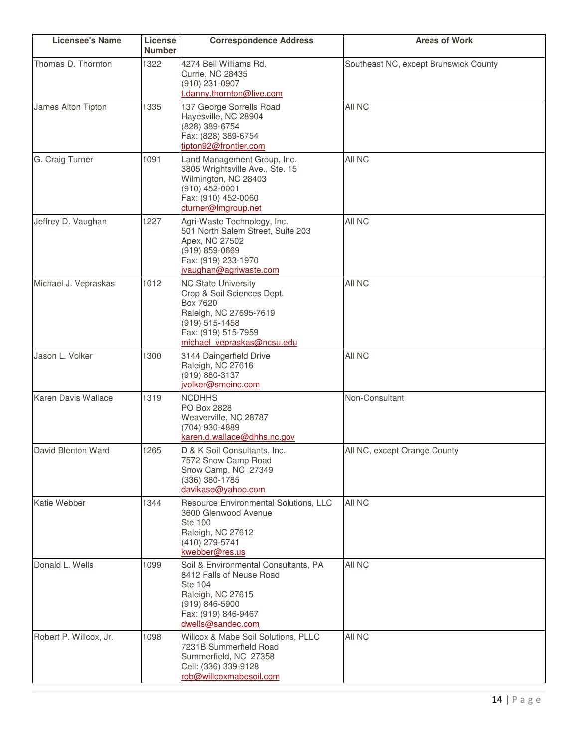| Licensee's Name | License Number | Correspondence Address | Areas of Work |
|---|---|---|---|
| Thomas D. Thornton | 1322 | 4274 Bell Williams Rd.<br>Currie, NC 28435<br>(910) 231-0907<br>t.danny.thornton@live.com | Southeast NC, except Brunswick County |
| James Alton Tipton | 1335 | 137 George Sorrells Road<br>Hayesville, NC 28904<br>(828) 389-6754<br>Fax: (828) 389-6754<br>tipton92@frontier.com | All NC |
| G. Craig Turner | 1091 | Land Management Group, Inc.<br>3805 Wrightsville Ave., Ste. 15<br>Wilmington, NC 28403<br>(910) 452-0001<br>Fax: (910) 452-0060<br>cturner@lmgroup.net | All NC |
| Jeffrey D. Vaughan | 1227 | Agri-Waste Technology, Inc.<br>501 North Salem Street, Suite 203<br>Apex, NC 27502<br>(919) 859-0669<br>Fax: (919) 233-1970<br>jvaughan@agriwaste.com | All NC |
| Michael J. Vepraskas | 1012 | NC State University<br>Crop & Soil Sciences Dept.<br>Box 7620<br>Raleigh, NC 27695-7619<br>(919) 515-1458<br>Fax: (919) 515-7959<br>michael_vepraskas@ncsu.edu | All NC |
| Jason L. Volker | 1300 | 3144 Daingerfield Drive<br>Raleigh, NC 27616<br>(919) 880-3137<br>jvolker@smeinc.com | All NC |
| Karen Davis Wallace | 1319 | NCDHHS<br>PO Box 2828<br>Weaverville, NC 28787<br>(704) 930-4889<br>karen.d.wallace@dhhs.nc.gov | Non-Consultant |
| David Blenton Ward | 1265 | D & K Soil Consultants, Inc.<br>7572 Snow Camp Road<br>Snow Camp, NC 27349<br>(336) 380-1785<br>davikase@yahoo.com | All NC, except Orange County |
| Katie Webber | 1344 | Resource Environmental Solutions, LLC<br>3600 Glenwood Avenue<br>Ste 100<br>Raleigh, NC 27612<br>(410) 279-5741<br>kwebber@res.us | All NC |
| Donald L. Wells | 1099 | Soil & Environmental Consultants, PA<br>8412 Falls of Neuse Road<br>Ste 104<br>Raleigh, NC 27615<br>(919) 846-5900<br>Fax: (919) 846-9467<br>dwells@sandec.com | All NC |
| Robert P. Willcox, Jr. | 1098 | Willcox & Mabe Soil Solutions, PLLC<br>7231B Summerfield Road<br>Summerfield, NC 27358<br>Cell: (336) 339-9128<br>rob@willcoxmabesoil.com | All NC |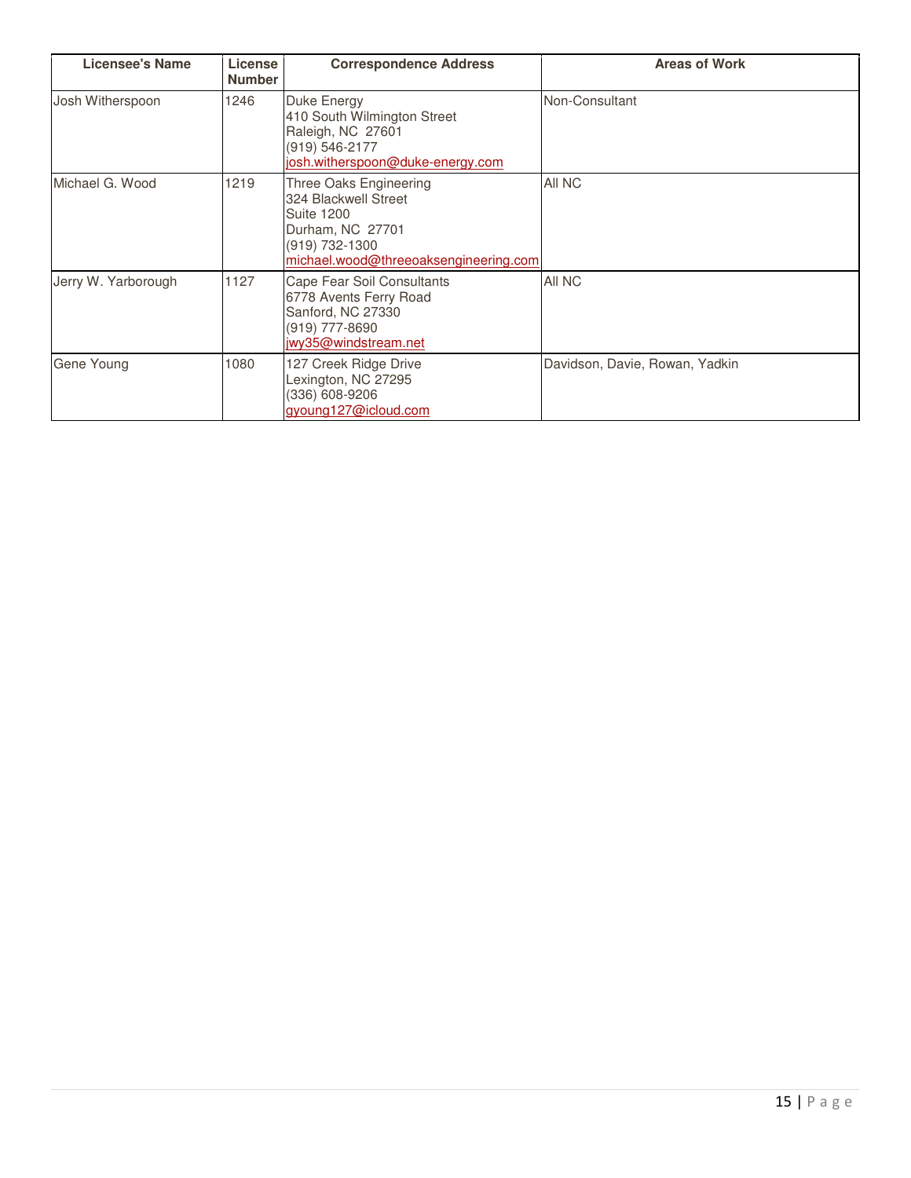| Licensee's Name | License Number | Correspondence Address | Areas of Work |
|---|---|---|---|
| Josh Witherspoon | 1246 | Duke Energy<br>410 South Wilmington Street<br>Raleigh, NC  27601<br>(919) 546-2177<br>josh.witherspoon@duke-energy.com | Non-Consultant |
| Michael G. Wood | 1219 | Three Oaks Engineering<br>324 Blackwell Street<br>Suite 1200<br>Durham, NC  27701<br>(919) 732-1300<br>michael.wood@threeoaksengineering.com | All NC |
| Jerry W. Yarborough | 1127 | Cape Fear Soil Consultants<br>6778 Avents Ferry Road<br>Sanford, NC 27330<br>(919) 777-8690<br>jwy35@windstream.net | All NC |
| Gene Young | 1080 | 127 Creek Ridge Drive<br>Lexington, NC 27295<br>(336) 608-9206<br>gyoung127@icloud.com | Davidson, Davie, Rowan, Yadkin |